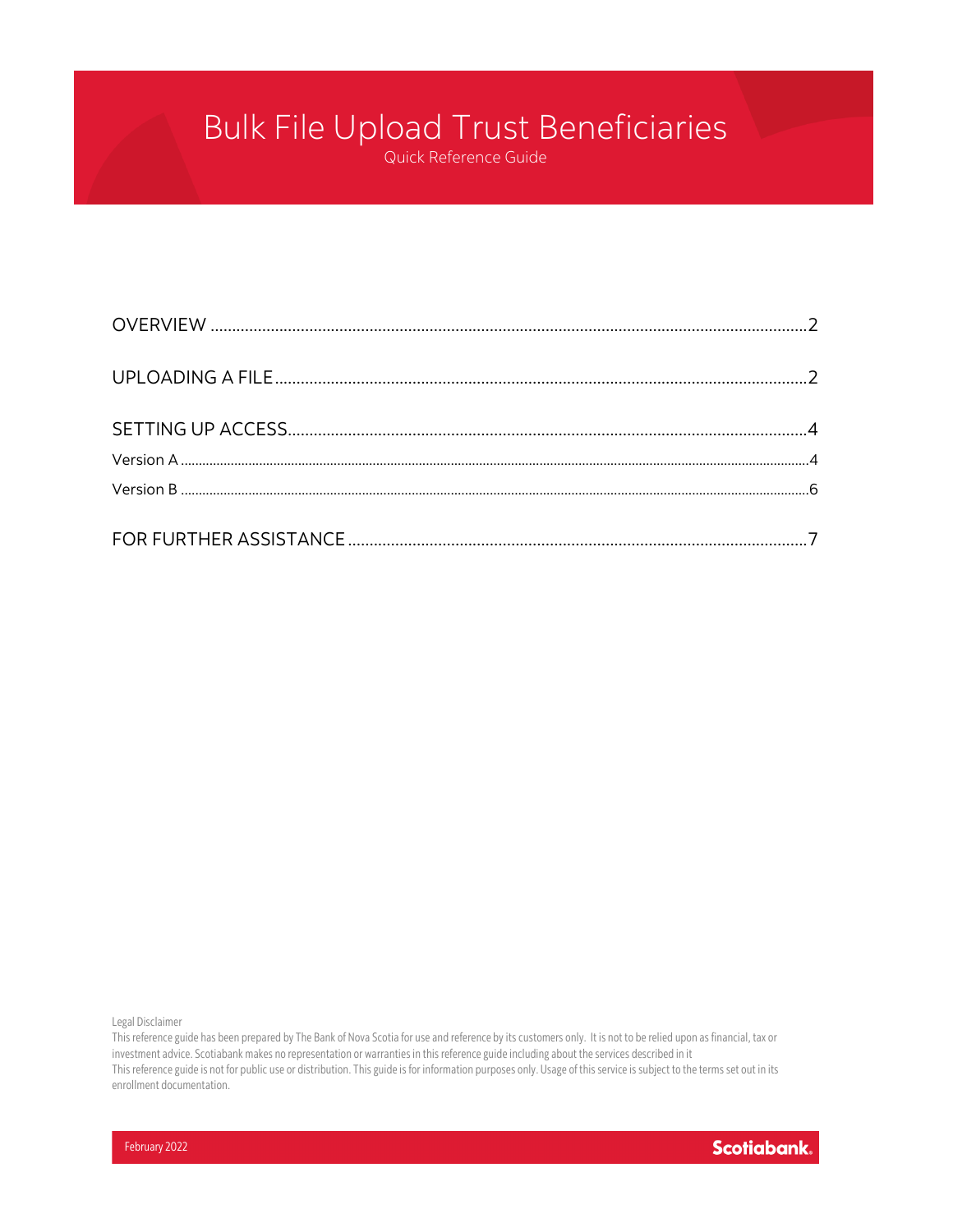# Bulk File Upload Trust Beneficiaries

Quick Reference Guide

OVERVIEW ........................................................................................................................................2

UPLOADING A FILE .........................................................................................................................2

SETTING UP ACCESS .......................................................................................................................4

Version A .............................................................................................................................................4

Version B .............................................................................................................................................6

FOR FURTHER ASSISTANCE .........................................................................................................7

Legal Disclaimer

This reference guide has been prepared by The Bank of Nova Scotia for use and reference by its customers only. It is not to be relied upon as financial, tax or investment advice. Scotiabank makes no representation or warranties in this reference guide including about the services described in it

This reference guide is not for public use or distribution. This guide is for information purposes only. Usage of this service is subject to the terms set out in its enrollment documentation.

February 2022

Scotiabank.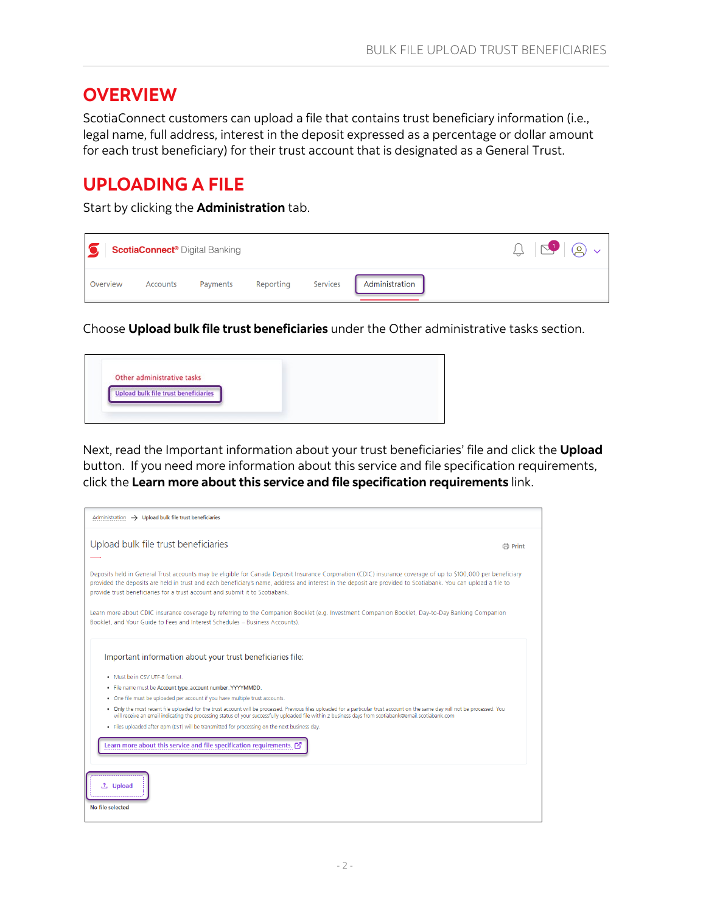# OVERVIEW

ScotiaConnect customers can upload a file that contains trust beneficiary information (i.e., legal name, full address, interest in the deposit expressed as a percentage or dollar amount for each trust beneficiary) for their trust account that is designated as a General Trust.

# UPLOADING A FILE

Start by clicking the **Administration** tab.

ScotiaConnect® Digital Banking

Overview | Accounts | Payments | Reporting | Services | Administration

Choose **Upload bulk file trust beneficiaries** under the Other administrative tasks section.

Other administrative tasks

Upload bulk file trust beneficiaries

Next, read the Important information about your trust beneficiaries' file and click the **Upload** button. If you need more information about this service and file specification requirements, click the **Learn more about this service and file specification requirements** link.

Administration → Upload bulk file trust beneficiaries

Upload bulk file trust beneficiaries

Print

Deposits held in General Trust accounts may be eligible for Canada Deposit Insurance Corporation (CDIC) insurance coverage of up to $100,000 per beneficiary provided the deposits are held in trust and each beneficiary's name, address and interest in the deposit are provided to Scotiabank. You can upload a file to provide trust beneficiaries for a trust account and submit it to Scotiabank.

Learn more about CDIC insurance coverage by referring to the Companion Booklet (e.g. Investment Companion Booklet, Day-to-Day Banking Companion Booklet, and Your Guide to Fees and Interest Schedules – Business Accounts).

Important information about your trust beneficiaries file:

- Must be in CSV UTF-8 format.
- File name must be Account type_account number_YYYYMMDD.
- One file must be uploaded per account if you have multiple trust accounts.
- Only the most recent file uploaded for the trust account will be processed. Previous files uploaded for a particular trust account on the same day will not be processed. You will receive an email indicating the processing status of your successfully uploaded file within 2 business days from scotiabank@email.scotiabank.com
- Files uploaded after 8pm (EST) will be transmitted for processing on the next business day.

Learn more about this service and file specification requirements

Upload

No file selected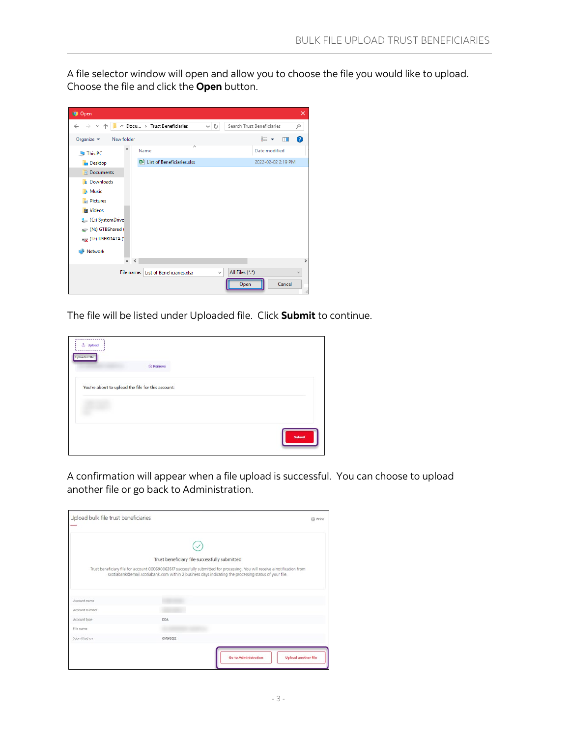A file selector window will open and allow you to choose the file you would like to upload. Choose the file and click the **Open** button.

The file will be listed under Uploaded file. Click **Submit** to continue.

A confirmation will appear when a file upload is successful. You can choose to upload another file or go back to Administration.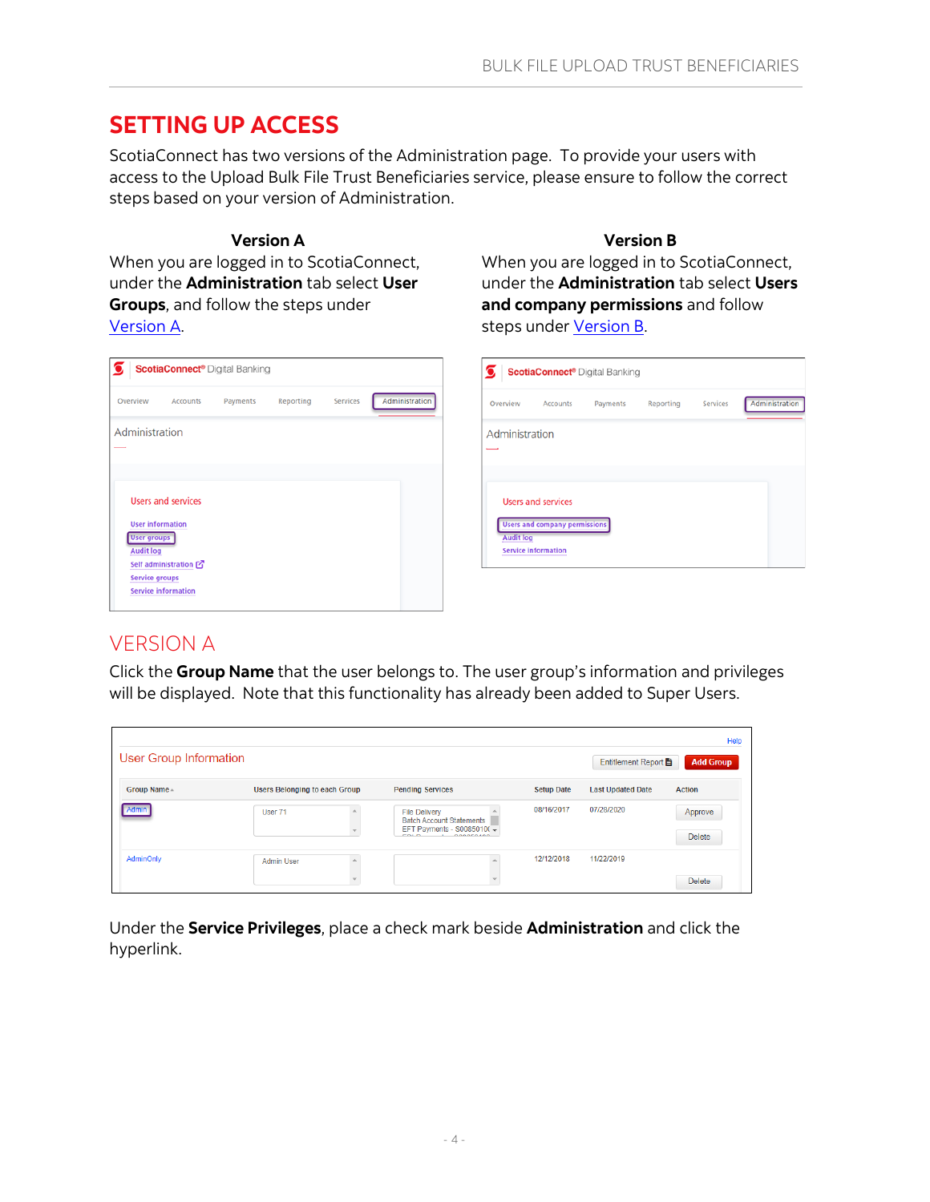# SETTING UP ACCESS

ScotiaConnect has two versions of the Administration page. To provide your users with access to the Upload Bulk File Trust Beneficiaries service, please ensure to follow the correct steps based on your version of Administration.

**Version A**

When you are logged in to ScotiaConnect, under the **Administration** tab select **User Groups**, and follow the steps under Version A.

**Version B**

When you are logged in to ScotiaConnect, under the **Administration** tab select **Users and company permissions** and follow steps under Version B.

## VERSION A

Click the **Group Name** that the user belongs to. The user group's information and privileges will be displayed. Note that this functionality has already been added to Super Users.

Under the **Service Privileges**, place a check mark beside **Administration** and click the hyperlink.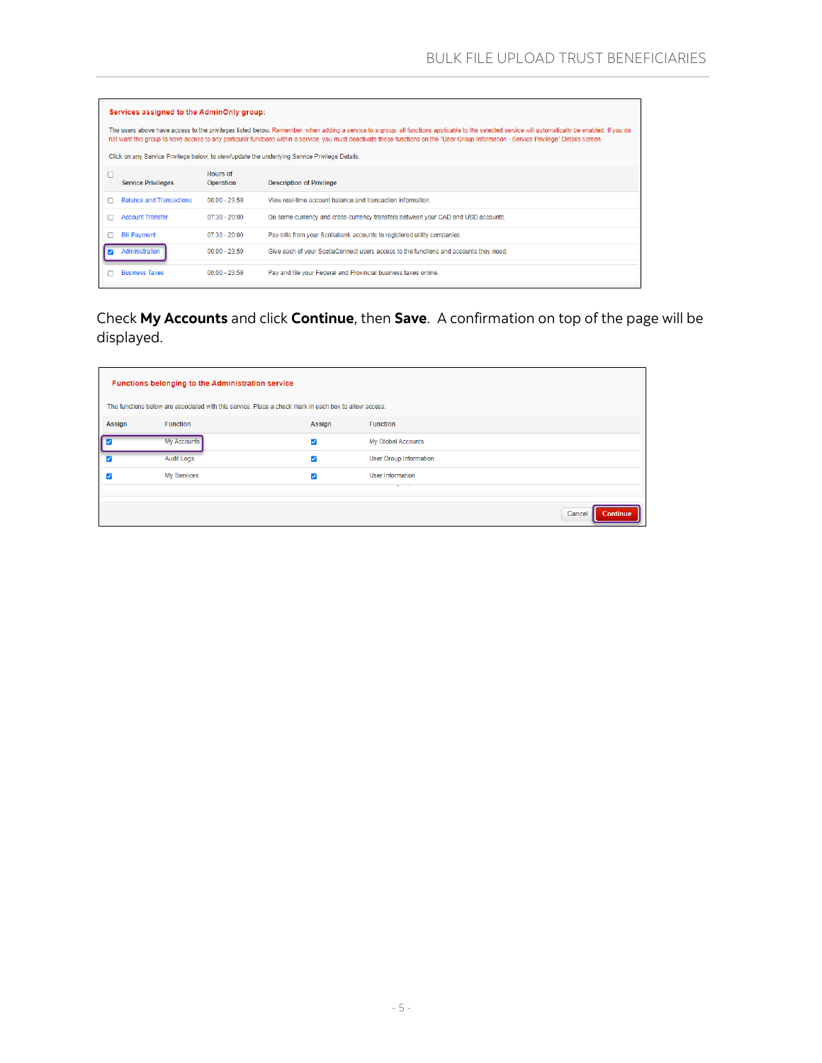**Services assigned to the AdminOnly group:**

The users above have access to the privileges listed below. Remember, when adding a service to a group, all functions applicable to the selected service will automatically be enabled. If you do not want this group to have access to any particular functions within a service, you must deactivate these functions on the "User Group Information - Service Privilege" Details screen.

Click on any Service Privilege below, to view/update the underlying Service Privilege Details.

| ☐ | Service Privileges | Hours of Operation | Description of Privilege |
|---|---|---|---|
| ☐ | Balance and Transactions | 00:00 - 23:59 | View real-time account balance and transaction information. |
| ☐ | Account Transfer | 07:30 - 20:00 | Do same-currency and cross-currency transfers between your CAD and USD accounts. |
| ☐ | Bill Payment | 07:30 - 20:00 | Pay bills from your Scotiabank accounts to registered utility companies. |
| ☑ | Administration | 00:00 - 23:59 | Give each of your ScotiaConnect users access to the functions and accounts they need. |
| ☐ | Business Taxes | 00:00 - 23:59 | Pay and file your Federal and Provincial business taxes online. |

Check **My Accounts** and click **Continue**, then **Save**. A confirmation on top of the page will be displayed.

**Functions belonging to the Administration service**

The functions below are associated with this service. Place a check mark in each box to allow access.

| Assign | Function | Assign | Function |
|---|---|---|---|
| ☑ | My Accounts | ☑ | My Global Accounts |
| ☑ | Audit Logs | ☑ | User Group Information |
| ☑ | My Services | ☑ | User Information |

Cancel | Continue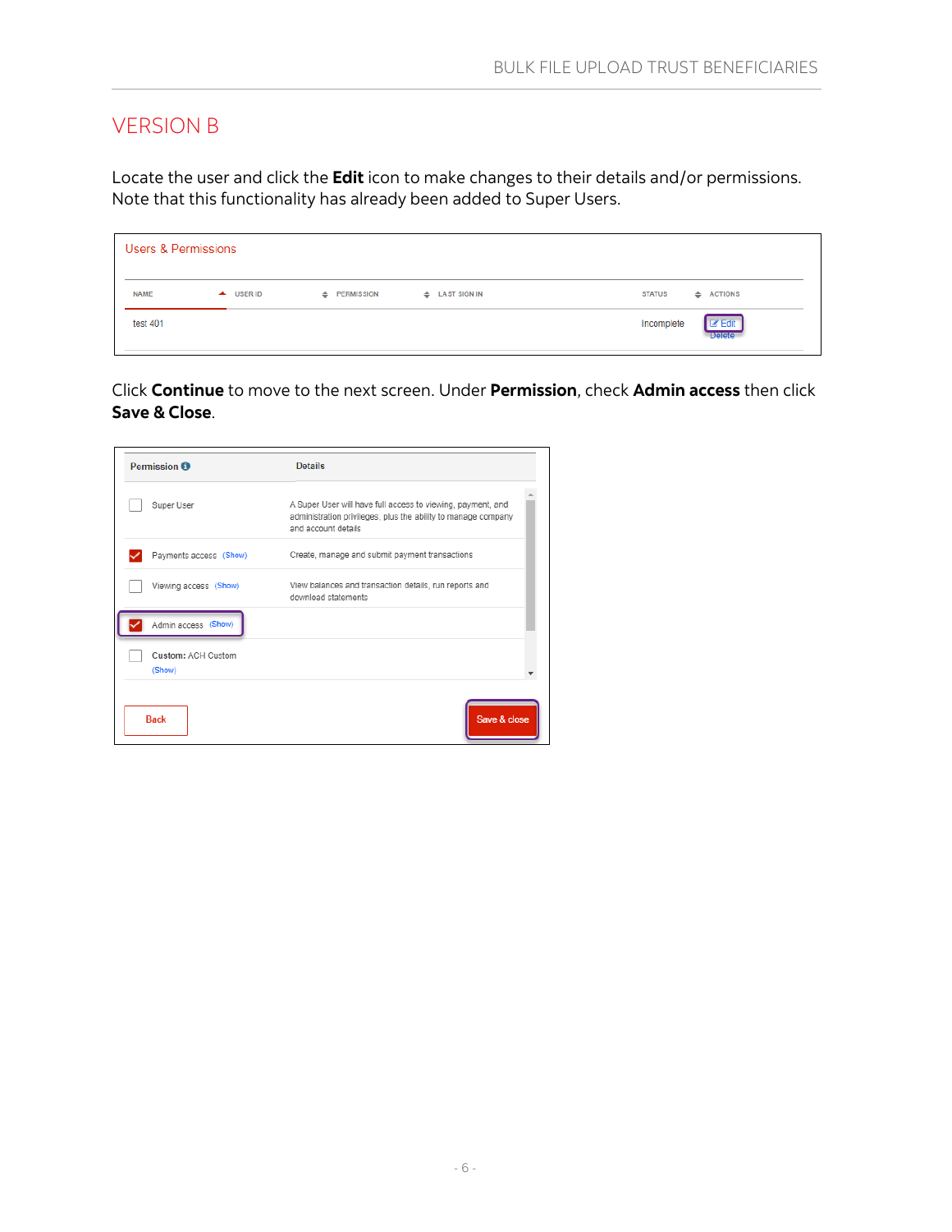## VERSION B

Locate the user and click the **Edit** icon to make changes to their details and/or permissions. Note that this functionality has already been added to Super Users.

**Users & Permissions**

| NAME | USER ID | PERMISSION | LAST SIGN IN | STATUS | ACTIONS |
|---|---|---|---|---|---|
| test 401 | | | | Incomplete | Edit Delete |

Click **Continue** to move to the next screen. Under **Permission**, check **Admin access** then click **Save & Close**.

| Permission | Details |
|---|---|
| ☐ Super User | A Super User will have full access to viewing, payment, and administration privileges, plus the ability to manage company and account details |
| ☑ Payments access (Show) | Create, manage and submit payment transactions |
| ☐ Viewing access (Show) | View balances and transaction details, run reports and download statements |
| ☑ Admin access (Show) | |
| ☐ **Custom:** ACH Custom (Show) | |

Back | Save & close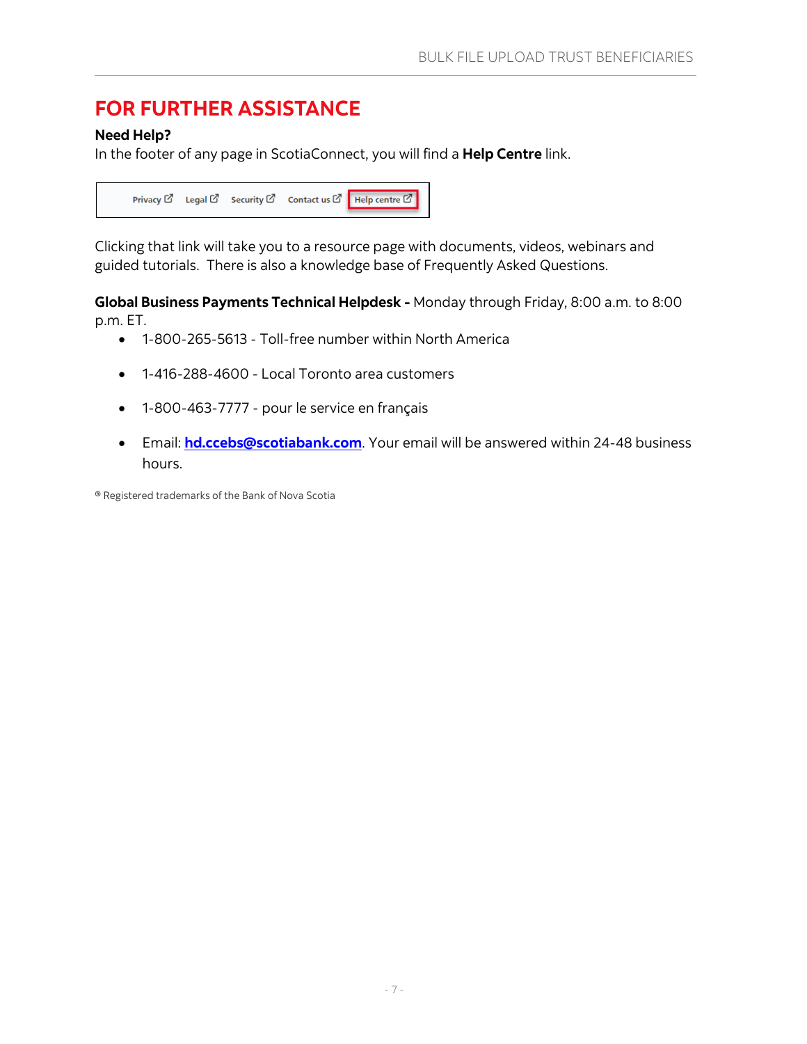# FOR FURTHER ASSISTANCE

**Need Help?**

In the footer of any page in ScotiaConnect, you will find a **Help Centre** link.

Privacy Legal Security Contact us Help centre

Clicking that link will take you to a resource page with documents, videos, webinars and guided tutorials. There is also a knowledge base of Frequently Asked Questions.

**Global Business Payments Technical Helpdesk -** Monday through Friday, 8:00 a.m. to 8:00 p.m. ET.

- 1-800-265-5613 - Toll-free number within North America
- 1-416-288-4600 - Local Toronto area customers
- 1-800-463-7777 - pour le service en français
- Email: **hd.ccebs@scotiabank.com**. Your email will be answered within 24-48 business hours.

® Registered trademarks of the Bank of Nova Scotia